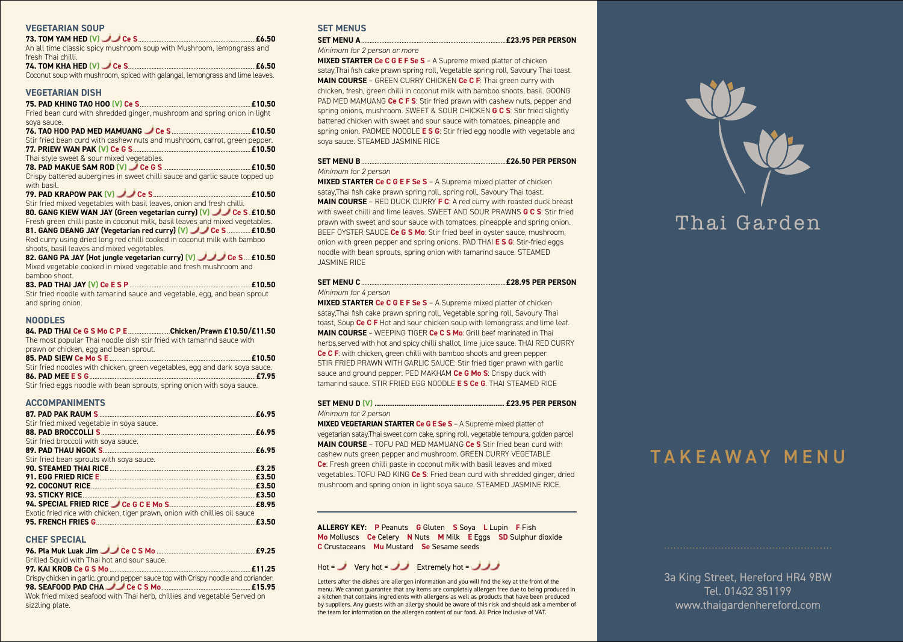## VEGETARIAN SOUP

**73. TOM YAM HED (V) Ce S** .......... **£6.50**
An all time classic spicy mushroom soup with Mushroom, lemongrass and fresh Thai chilli.

**74. TOM KHA HED (V) Ce S** .......... **£6.50**
Coconut soup with mushroom, spiced with galangal, lemongrass and lime leaves.

## VEGETARIAN DISH

**75. PAD KHING TAO HOO (V) Ce S** .......... **£10.50**
Fried bean curd with shredded ginger, mushroom and spring onion in light soya sauce.

**76. TAO HOO PAD MED MAMUANG Ce S** .......... **£10.50**
Stir fried bean curd with cashew nuts and mushroom, carrot, green pepper.

**77. PRIEW WAN PAK (V) Ce G S** .......... **£10.50**
Thai style sweet & sour mixed vegetables.

**78. PAD MAKUE SAM ROD (V) Ce G S** .......... **£10.50**
Crispy battered aubergines in sweet chilli sauce and garlic sauce topped up with basil.

**79. PAD KRAPOW PAK (V) Ce S** .......... **£10.50**
Stir fried mixed vegetables with basil leaves, onion and fresh chilli.

**80. GANG KIEW WAN JAY (Green vegetarian curry) (V) Ce S** .......... **£10.50**
Fresh green chilli paste in coconut milk, basil leaves and mixed vegetables.

**81. GANG DEANG JAY (Vegetarian red curry) (V) Ce S** .......... **£10.50**
Red curry using dried long red chilli cooked in coconut milk with bamboo shoots, basil leaves and mixed vegetables.

**82. GANG PA JAY (Hot jungle vegetarian curry) (V) Ce S** .......... **£10.50**
Mixed vegetable cooked in mixed vegetable and fresh mushroom and bamboo shoot.

**83. PAD THAI JAY (V) Ce E S P** .......... **£10.50**
Stir fried noodle with tamarind sauce and vegetable, egg, and bean sprout and spring onion.

## NOODLES

**84. PAD THAI Ce G S Mo C P E** .......... **Chicken/Prawn £10.50/£11.50**
The most popular Thai noodle dish stir fried with tamarind sauce with prawn or chicken, egg and bean sprout.

**85. PAD SIEW Ce Mo S E** .......... **£10.50**
Stir fried noodles with chicken, green vegetables, egg and dark soya sauce.

**86. PAD MEE E S G** .......... **£7.95**
Stir fried eggs noodle with bean sprouts, spring onion with soya sauce.

## ACCOMPANIMENTS

**87. PAD PAK RAUM S** .......... **£6.95**
Stir fried mixed vegetable in soya sauce.

**88. PAD BROCCOLLI S** .......... **£6.95**
Stir fried broccoli with soya sauce.

**89. PAD THAU NGOK S** .......... **£6.95**
Stir fried bean sprouts with soya sauce.

**90. STEAMED THAI RICE** .......... **£3.25**

**91. EGG FRIED RICE E** .......... **£3.50**

**92. COCONUT RICE** .......... **£3.50**

**93. STICKY RICE** .......... **£3.50**

**94. SPECIAL FRIED RICE Ce G C E Mo S** .......... **£8.95**
Exotic fried rice with chicken, tiger prawn, onion with chillies oil sauce

**95. FRENCH FRIES G** .......... **£3.50**

## CHEF SPECIAL

**96. Pla Muk Luak Jim Ce C S Mo** .......... **£9.25**
Grilled Squid with Thai hot and sour sauce.

**97. KAI KROB Ce G S Mo** .......... **£11.25**
Crispy chicken in garlic, ground pepper sauce top with Crispy noodle and coriander.

**98. SEAFOOD PAD CHA Ce C S Mo** .......... **£15.95**
Wok fried mixed seafood with Thai herb, chillies and vegetable Served on sizzling plate.

## SET MENUS

**SET MENU A** .......... **£23.95 PER PERSON**
*Minimum for 2 person or more*
**MIXED STARTER Ce C G E F Se S** – A Supreme mixed platter of chicken satay,Thai fish cake prawn spring roll, Vegetable spring roll, Savoury Thai toast. **MAIN COURSE** – GREEN CURRY CHICKEN **Ce C F**: Thai green curry with chicken, fresh, green chilli in coconut milk with bamboo shoots, basil. GOONG PAD MED MAMUANG **Ce C F S**: Stir fried prawn with cashew nuts, pepper and spring onions, mushroom. SWEET & SOUR CHICKEN **G C S**: Stir fried slightly battered chicken with sweet and sour sauce with tomatoes, pineapple and spring onion. PADMEE NOODLE **E S G**: Stir fried egg noodle with vegetable and soya sauce. STEAMED JASMINE RICE

**SET MENU B** .......... **£26.50 PER PERSON**
*Minimum for 2 person*
**MIXED STARTER Ce C G E F Se S** – A Supreme mixed platter of chicken satay,Thai fish cake prawn spring roll, spring roll, Savoury Thai toast. **MAIN COURSE** – RED DUCK CURRY **F C**: A red curry with roasted duck breast with sweet chilli and lime leaves. SWEET AND SOUR PRAWNS **G C S**: Stir fried prawn with sweet and sour sauce with tomatoes, pineapple and spring onion. BEEF OYSTER SAUCE **Ce G S Mo**: Stir fried beef in oyster sauce, mushroom, onion with green pepper and spring onions. PAD THAI **E S G**: Stir-fried eggs noodle with bean sprouts, spring onion with tamarind sauce. STEAMED JASMINE RICE

**SET MENU C** .......... **£28.95 PER PERSON**
*Minimum for 4 person*
**MIXED STARTER Ce C G E F Se S** – A Supreme mixed platter of chicken satay,Thai fish cake prawn spring roll, Vegetable spring roll, Savoury Thai toast, Soup **Ce C F** Hot and sour chicken soup with lemongrass and lime leaf. **MAIN COURSE** – WEEPING TIGER **Ce C S Mo**: Grill beef marinated in Thai herbs,served with hot and spicy chilli shallot, lime juice sauce. THAI RED CURRY **Ce C F**: with chicken, green chilli with bamboo shoots and green pepper STIR FRIED PRAWN WITH GARLIC SAUCE: Stir fried tiger prawn with garlic sauce and ground pepper. PED MAKHAM **Ce G Mo S**: Crispy duck with tamarind sauce. STIR FRIED EGG NOODLE **E S Ce G**. THAI STEAMED RICE

**SET MENU D (V)** .......... **£23.95 PER PERSON**
*Minimum for 2 person*
**MIXED VEGETARIAN STARTER Ce G E Se S** – A Supreme mixed platter of vegetarian satay,Thai sweet corn cake, spring roll, vegetable tempura, golden parcel **MAIN COURSE** – TOFU PAD MED MAMUANG **Ce S** Stir fried bean curd with cashew nuts green pepper and mushroom. GREEN CURRY VEGETABLE **Ce**: Fresh green chilli paste in coconut milk with basil leaves and mixed vegetables. TOFU PAD KING **Ce S**: Fried bean curd with shredded ginger, dried mushroom and spring onion in light soya sauce. STEAMED JASMINE RICE.

**ALLERGY KEY:** **P** Peanuts **G** Gluten **S** Soya **L** Lupin **F** Fish **Mo** Molluscs **Ce** Celery **N** Nuts **M** Milk **E** Eggs **SD** Sulphur dioxide **C** Crustaceans **Mu** Mustard **Se** Sesame seeds

Hot = 🌶 Very hot = 🌶🌶 Extremely hot = 🌶🌶🌶

Letters after the dishes are allergen information and you will find the key at the front of the menu. We cannot guarantee that any items are completely allergen free due to being produced in a kitchen that contains ingredients with allergens as well as products that have been produced by suppliers. Any guests with an allergy should be aware of this risk and should ask a member of the team for information on the allergen content of our food. All Price Inclusive of VAT.

# Thai Garden

# TAKEAWAY MENU

3a King Street, Hereford HR4 9BW
Tel. 01432 351199
www.thaigardenhereford.com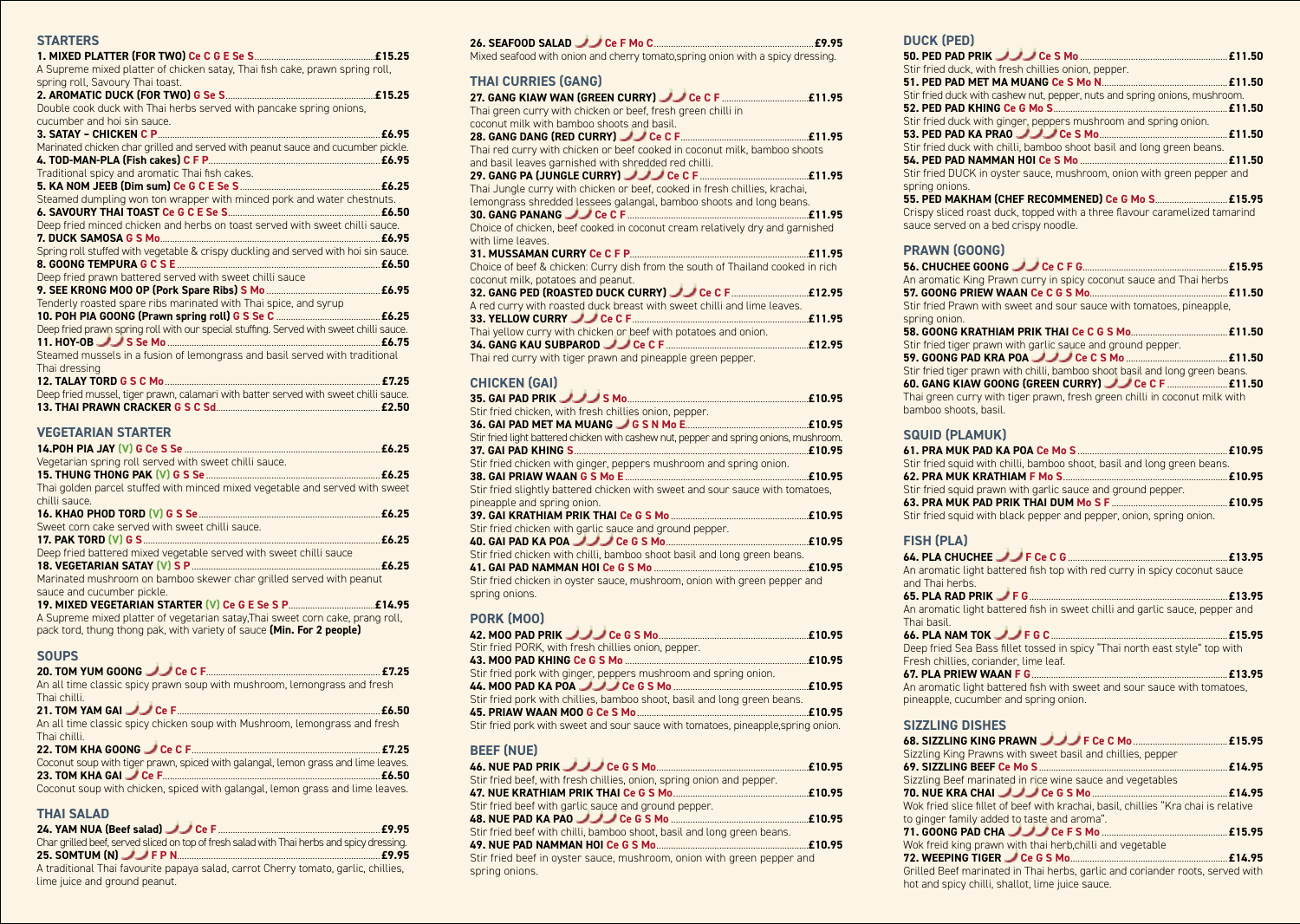## STARTERS

**1. MIXED PLATTER (FOR TWO) Ce C G E Se S .......... £15.25**
A Supreme mixed platter of chicken satay, Thai fish cake, prawn spring roll, spring roll, Savoury Thai toast.

**2. AROMATIC DUCK (FOR TWO) G Se S .......... £15.25**
Double cook duck with Thai herbs served with pancake spring onions, cucumber and hoi sin sauce.

**3. SATAY – CHICKEN C P .......... £6.95**
Marinated chicken char grilled and served with peanut sauce and cucumber pickle.

**4. TOD-MAN-PLA (Fish cakes) C F P .......... £6.95**
Traditional spicy and aromatic Thai fish cakes.

**5. KA NOM JEEB (Dim sum) Ce G C E Se S .......... £6.25**
Steamed dumpling won ton wrapper with minced pork and water chestnuts.

**6. SAVOURY THAI TOAST Ce G C E Se S .......... £6.50**
Deep fried minced chicken and herbs on toast served with sweet chilli sauce.

**7. DUCK SAMOSA G S Mo .......... £6.95**
Spring roll stuffed with vegetable & crispy duckling and served with hoi sin sauce.

**8. GOONG TEMPURA G C S E .......... £6.50**
Deep fried prawn battered served with sweet chilli sauce

**9. SEE KRONG MOO OP (Pork Spare Ribs) S Mo .......... £6.95**
Tenderly roasted spare ribs marinated with Thai spice, and syrup

**10. POH PIA GOONG (Prawn spring roll) G S Se C .......... £6.25**
Deep fried prawn spring roll with our special stuffing. Served with sweet chilli sauce.

**11. HOY-OB S Se Mo .......... £6.75**
Steamed mussels in a fusion of lemongrass and basil served with traditional Thai dressing

**12. TALAY TORD G S C Mo .......... £7.25**
Deep fried mussel, tiger prawn, calamari with batter served with sweet chilli sauce.

**13. THAI PRAWN CRACKER G S C Sd .......... £2.50**

## VEGETARIAN STARTER

**14.POH PIA JAY (V) G Ce S Se .......... £6.25**
Vegetarian spring roll served with sweet chilli sauce.

**15. THUNG THONG PAK (V) G S Se .......... £6.25**
Thai golden parcel stuffed with minced mixed vegetable and served with sweet chilli sauce.

**16. KHAO PHOD TORD (V) G S Se .......... £6.25**
Sweet corn cake served with sweet chilli sauce.

**17. PAK TORD (V) G S .......... £6.25**
Deep fried battered mixed vegetable served with sweet chilli sauce

**18. VEGETARIAN SATAY (V) S P .......... £6.25**
Marinated mushroom on bamboo skewer char grilled served with peanut sauce and cucumber pickle.

**19. MIXED VEGETARIAN STARTER (V) Ce G E Se S P .......... £14.95**
A Supreme mixed platter of vegetarian satay,Thai sweet corn cake, prang roll, pack tord, thung thong pak, with variety of sauce **(Min. For 2 people)**

## SOUPS

**20. TOM YUM GOONG Ce C F .......... £7.25**
An all time classic spicy prawn soup with mushroom, lemongrass and fresh Thai chilli.

**21. TOM YAM GAI Ce F .......... £6.50**
An all time classic spicy chicken soup with Mushroom, lemongrass and fresh Thai chilli.

**22. TOM KHA GOONG Ce C F .......... £7.25**
Coconut soup with tiger prawn, spiced with galangal, lemon grass and lime leaves.

**23. TOM KHA GAI Ce F .......... £6.50**
Coconut soup with chicken, spiced with galangal, lemon grass and lime leaves.

## THAI SALAD

**24. YAM NUA (Beef salad) Ce F .......... £9.95**
Char grilled beef, served sliced on top of fresh salad with Thai herbs and spicy dressing.

**25. SOMTUM (N) F P N .......... £9.95**
A traditional Thai favourite papaya salad, carrot Cherry tomato, garlic, chillies, lime juice and ground peanut.

**26. SEAFOOD SALAD Ce F Mo C .......... £9.95**
Mixed seafood with onion and cherry tomato,spring onion with a spicy dressing.

## THAI CURRIES (GANG)

**27. GANG KIAW WAN (GREEN CURRY) Ce C F .......... £11.95**
Thai green curry with chicken or beef, fresh green chilli in coconut milk with bamboo shoots and basil.

**28. GANG DANG (RED CURRY) Ce C F .......... £11.95**
Thai red curry with chicken or beef cooked in coconut milk, bamboo shoots and basil leaves garnished with shredded red chilli.

**29. GANG PA (JUNGLE CURRY) Ce C F .......... £11.95**
Thai Jungle curry with chicken or beef, cooked in fresh chillies, krachai, lemongrass shredded lesses galangal, bamboo shoots and long beans.

**30. GANG PANANG Ce C F .......... £11.95**
Choice of chicken, beef cooked in coconut cream relatively dry and garnished with lime leaves.

**31. MUSSAMAN CURRY Ce C F P .......... £11.95**
Choice of beef & chicken: Curry dish from the south of Thailand cooked in rich coconut milk, potatoes and peanut.

**32. GANG PED (ROASTED DUCK CURRY) Ce C F .......... £12.95**
A red curry with roasted duck breast with sweet chilli and lime leaves.

**33. YELLOW CURRY Ce C F .......... £11.95**
Thai yellow curry with chicken or beef with potatoes and onion.

**34. GANG KAU SUBPAROD Ce C F .......... £12.95**
Thai red curry with tiger prawn and pineapple green pepper.

## CHICKEN (GAI)

**35. GAI PAD PRIK S Mo .......... £10.95**
Stir fried chicken, with fresh chillies onion, pepper.

**36. GAI PAD MET MA MUANG G S N Mo E .......... £10.95**
Stir fried light battered chicken with cashew nut, pepper and spring onions, mushroom.

**37. GAI PAD KHING S .......... £10.95**
Stir fried chicken with ginger, peppers mushroom and spring onion.

**38. GAI PRIAW WAAN G S Mo E .......... £10.95**
Stir fried slightly battered chicken with sweet and sour sauce with tomatoes, pineapple and spring onion.

**39. GAI KRATHIAM PRIK THAI Ce G S Mo .......... £10.95**
Stir fried chicken with garlic sauce and ground pepper.

**40. GAI PAD KA POA Ce G S Mo .......... £10.95**
Stir fried chicken with chilli, bamboo shoot basil and long green beans.

**41. GAI PAD NAMMAN HOI Ce G S Mo .......... £10.95**
Stir fried chicken in oyster sauce, mushroom, onion with green pepper and spring onions.

## PORK (MOO)

**42. MOO PAD PRIK Ce G S Mo .......... £10.95**
Stir fried PORK, with fresh chillies onion, pepper.

**43. MOO PAD KHING Ce G S Mo .......... £10.95**
Stir fried pork with ginger, peppers mushroom and spring onion.

**44. MOO PAD KA POA Ce G S Mo .......... £10.95**
Stir fried pork with chillies, bamboo shoot, basil and long green beans.

**45. PRIAW WAAN MOO G Ce S Mo .......... £10.95**
Stir fried pork with sweet and sour sauce with tomatoes, pineapple,spring onion.

## BEEF (NUE)

**46. NUE PAD PRIK Ce G S Mo .......... £10.95**
Stir fried beef, with fresh chillies, onion, spring onion and pepper.

**47. NUE KRATHIAM PRIK THAI Ce G S Mo .......... £10.95**
Stir fried beef with garlic sauce and ground pepper.

**48. NUE PAD KA PAO Ce G S Mo .......... £10.95**
Stir fried beef with chilli, bamboo shoot, basil and long green beans.

**49. NUE PAD NAMMAN HOI Ce G S Mo .......... £10.95**
Stir fried beef in oyster sauce, mushroom, onion with green pepper and spring onions.

## DUCK (PED)

**50. PED PAD PRIK Ce S Mo .......... £11.50**
Stir fried duck, with fresh chillies onion, pepper.

**51. PED PAD MET MA MUANG Ce S Mo N .......... £11.50**
Stir fried duck with cashew nut, pepper, nuts and spring onions, mushroom.

**52. PED PAD KHING Ce G Mo S .......... £11.50**
Stir fried duck with ginger, peppers mushroom and spring onion.

**53. PED PAD KA PRAO Ce S Mo .......... £11.50**
Stir fried duck with chilli, bamboo shoot basil and long green beans.

**54. PED PAD NAMMAN HOI Ce S Mo .......... £11.50**
Stir fried DUCK in oyster sauce, mushroom, onion with green pepper and spring onions.

**55. PED MAKHAM (CHEF RECOMMENED) Ce G Mo S .......... £15.95**
Crispy sliced roast duck, topped with a three flavour caramelized tamarind sauce served on a bed crispy noodle.

## PRAWN (GOONG)

**56. CHUCHEE GOONG Ce C F G .......... £15.95**
An aromatic King Prawn curry in spicy coconut sauce and Thai herbs

**57. GOONG PRIEW WAAN Ce C G S Mo .......... £11.50**
Stir fried Prawn with sweet and sour sauce with tomatoes, pineapple, spring onion.

**58. GOONG KRATHIAM PRIK THAI Ce C G S Mo .......... £11.50**
Stir fried tiger prawn with garlic sauce and ground pepper.

**59. GOONG PAD KRA POA Ce C S Mo .......... £11.50**
Stir fried tiger prawn with chilli, bamboo shoot basil and long green beans.

**60. GANG KIAW GOONG (GREEN CURRY) Ce C F .......... £11.50**
Thai green curry with tiger prawn, fresh green chilli in coconut milk with bamboo shoots, basil.

## SQUID (PLAMUK)

**61. PRA MUK PAD KA POA Ce Mo S .......... £10.95**
Stir fried squid with chilli, bamboo shoot, basil and long green beans.

**62. PRA MUK KRATHIAM F Mo S .......... £10.95**
Stir fried squid prawn with garlic sauce and ground pepper.

**63. PRA MUK PAD PRIK THAI DUM Mo S F .......... £10.95**
Stir fried squid with black pepper and pepper, onion, spring onion.

## FISH (PLA)

**64. PLA CHUCHEE F Ce C G .......... £13.95**
An aromatic light battered fish top with red curry in spicy coconut sauce and Thai herbs.

**65. PLA RAD PRIK F G .......... £13.95**
An aromatic light battered fish in sweet chilli and garlic sauce, pepper and Thai basil.

**66. PLA NAM TOK F G C .......... £15.95**
Deep fried Sea Bass fillet tossed in spicy "Thai north east style" top with Fresh chillies, coriander, lime leaf.

**67. PLA PRIEW WAAN F G .......... £13.95**
An aromatic light battered fish with sweet and sour sauce with tomatoes, pineapple, cucumber and spring onion.

## SIZZLING DISHES

**68. SIZZLING KING PRAWN F Ce C Mo .......... £15.95**
Sizzling King Prawns with sweet basil and chillies, pepper

**69. SIZZLING BEEF Ce Mo S .......... £14.95**
Sizzling Beef marinated in rice wine sauce and vegetables

**70. NUE KRA CHAI Ce G S Mo .......... £14.95**
Wok fried slice fillet of beef with krachai, basil, chillies "Kra chai is relative to ginger family added to taste and aroma".

**71. GOONG PAD CHA Ce F S Mo .......... £15.95**
Wok freid king prawn with thai herb,chilli and vegetable

**72. WEEPING TIGER Ce G S Mo .......... £14.95**
Grilled Beef marinated in Thai herbs, garlic and coriander roots, served with hot and spicy chilli, shallot, lime juice sauce.